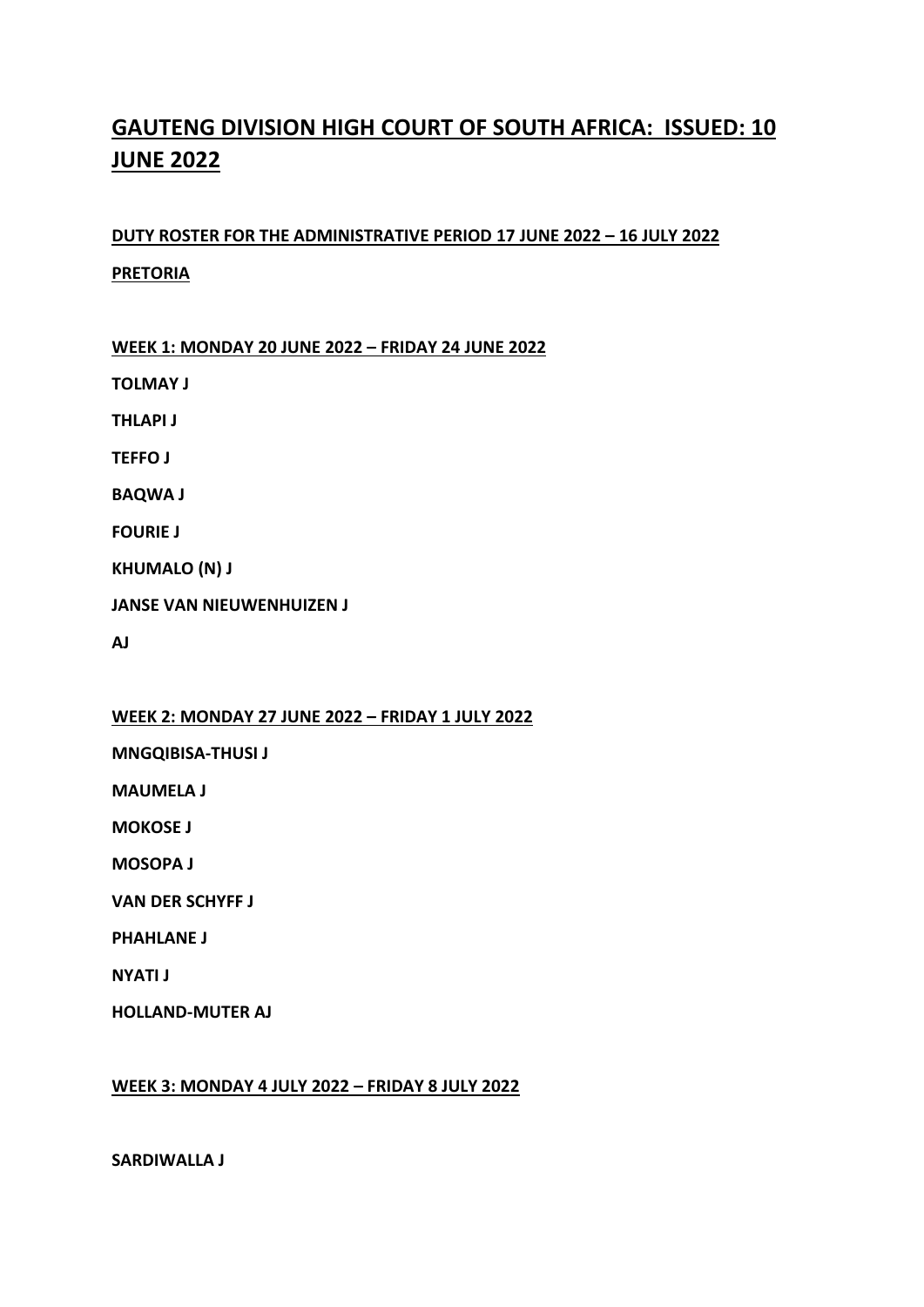# GAUTENG DIVISION HIGH COURT OF SOUTH AFRICA: ISSUED: 10 JUNE 2022

**DUTY ROSTER FOR THE ADMINISTRATIVE PERIOD 17 JUNE 2022 – 16 JULY 2022**

**PRETORIA**

**WEEK 1: MONDAY 20 JUNE 2022 – FRIDAY 24 JUNE 2022**

**TOLMAY J**

**THLAPI J**

**TEFFO J**

**BAQWA J**

**FOURIE J**

**KHUMALO (N) J**

**JANSE VAN NIEUWENHUIZEN J**

**AJ**

**WEEK 2: MONDAY 27 JUNE 2022 – FRIDAY 1 JULY 2022**

**MNGQIBISA-THUSI J**

**MAUMELA J**

**MOKOSE J**

**MOSOPA J**

**VAN DER SCHYFF J**

**PHAHLANE J**

**NYATI J**

**HOLLAND-MUTER AJ**

**WEEK 3: MONDAY 4 JULY 2022 – FRIDAY 8 JULY 2022**

**SARDIWALLA J**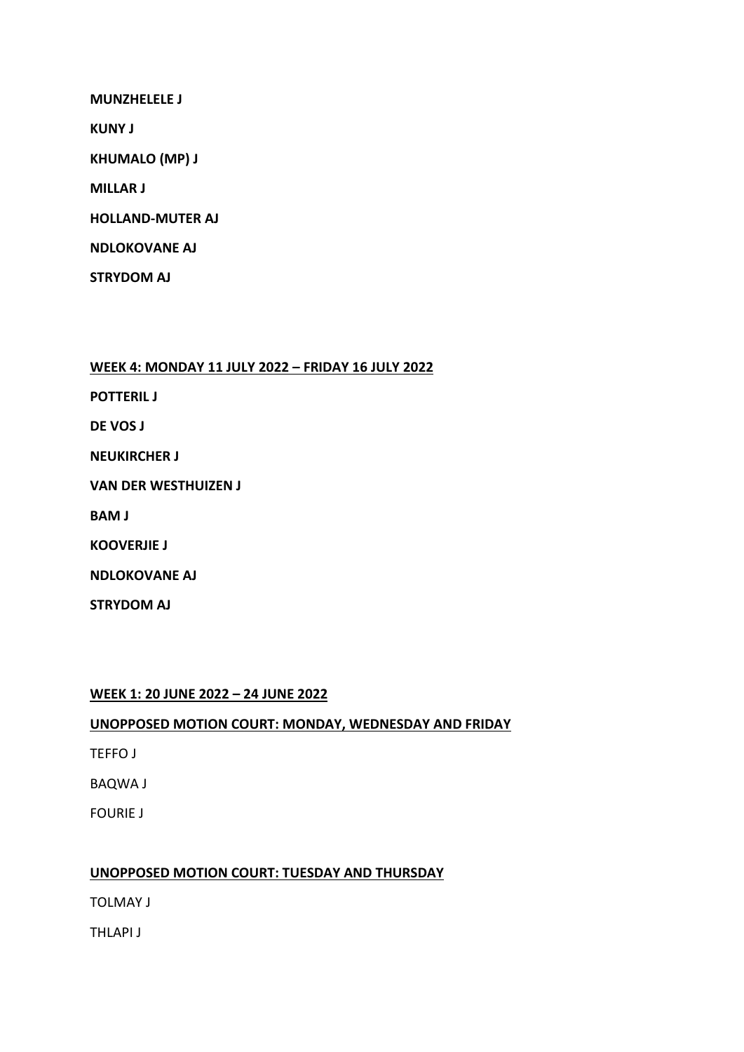**MUNZHELELE J**

**KUNY J**

**KHUMALO (MP) J**

**MILLAR J**

**HOLLAND-MUTER AJ**

**NDLOKOVANE AJ**

**STRYDOM AJ**

**WEEK 4: MONDAY 11 JULY 2022 – FRIDAY 16 JULY 2022**

**POTTERIL J**

**DE VOS J**

**NEUKIRCHER J**

**VAN DER WESTHUIZEN J**

**BAM J**

**KOOVERJIE J**

**NDLOKOVANE AJ**

**STRYDOM AJ**

**WEEK 1: 20 JUNE 2022 – 24 JUNE 2022**

**UNOPPOSED MOTION COURT: MONDAY, WEDNESDAY AND FRIDAY**

TEFFO J

BAQWA J

FOURIE J

**UNOPPOSED MOTION COURT: TUESDAY AND THURSDAY**

TOLMAY J

THLAPI J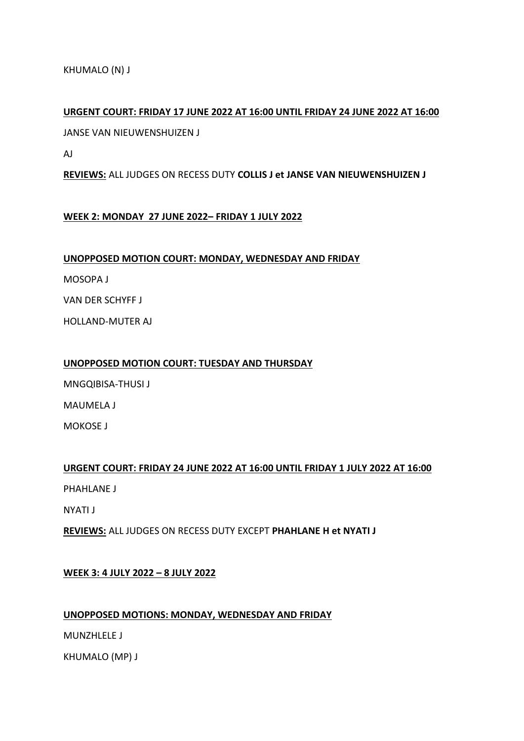KHUMALO (N) J

**URGENT COURT: FRIDAY 17 JUNE 2022 AT 16:00 UNTIL FRIDAY 24 JUNE 2022 AT 16:00**

JANSE VAN NIEUWENSHUIZEN J

AJ

**REVIEWS:** ALL JUDGES ON RECESS DUTY **COLLIS J et JANSE VAN NIEUWENSHUIZEN J**

**WEEK 2: MONDAY 27 JUNE 2022– FRIDAY 1 JULY 2022**

**UNOPPOSED MOTION COURT: MONDAY, WEDNESDAY AND FRIDAY**

MOSOPA J

VAN DER SCHYFF J

HOLLAND-MUTER AJ

**UNOPPOSED MOTION COURT: TUESDAY AND THURSDAY**

MNGQIBISA-THUSI J

MAUMELA J

MOKOSE J

**URGENT COURT: FRIDAY 24 JUNE 2022 AT 16:00 UNTIL FRIDAY 1 JULY 2022 AT 16:00**

PHAHLANE J

NYATI J

**REVIEWS:** ALL JUDGES ON RECESS DUTY EXCEPT **PHAHLANE H et NYATI J**

**WEEK 3: 4 JULY 2022 – 8 JULY 2022**

**UNOPPOSED MOTIONS: MONDAY, WEDNESDAY AND FRIDAY**

MUNZHLELE J

KHUMALO (MP) J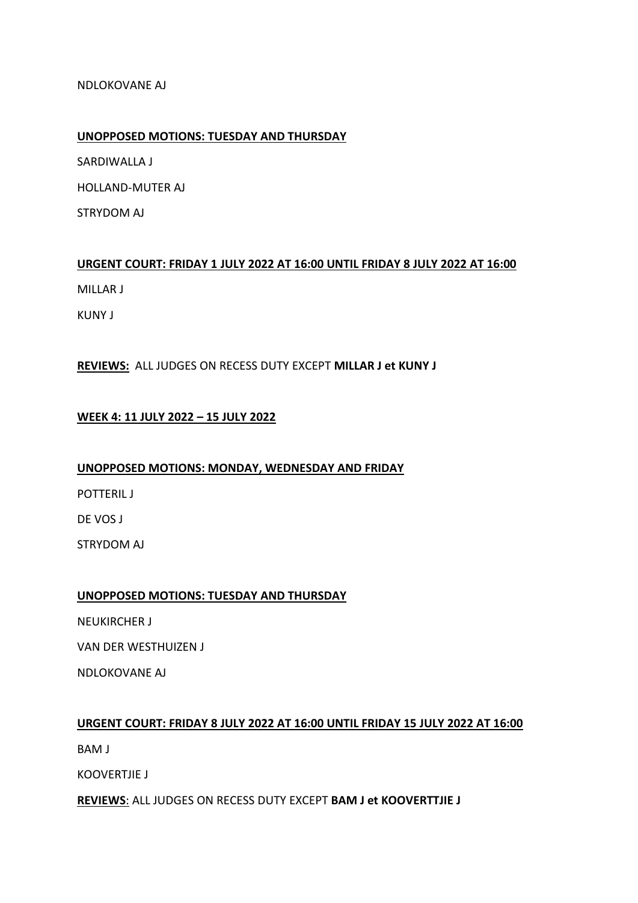NDLOKOVANE AJ

**UNOPPOSED MOTIONS: TUESDAY AND THURSDAY**

SARDIWALLA J

HOLLAND-MUTER AJ

STRYDOM AJ

**URGENT COURT: FRIDAY 1 JULY 2022 AT 16:00 UNTIL FRIDAY 8 JULY 2022 AT 16:00**

MILLAR J

KUNY J

**REVIEWS:** ALL JUDGES ON RECESS DUTY EXCEPT **MILLAR J et KUNY J**

**WEEK 4: 11 JULY 2022 – 15 JULY 2022**

**UNOPPOSED MOTIONS: MONDAY, WEDNESDAY AND FRIDAY**

POTTERIL J

DE VOS J

STRYDOM AJ

**UNOPPOSED MOTIONS: TUESDAY AND THURSDAY**

NEUKIRCHER J

VAN DER WESTHUIZEN J

NDLOKOVANE AJ

**URGENT COURT: FRIDAY 8 JULY 2022 AT 16:00 UNTIL FRIDAY 15 JULY 2022 AT 16:00**

BAM J

KOOVERTJIE J

**REVIEWS**: ALL JUDGES ON RECESS DUTY EXCEPT **BAM J et KOOVERTTJIE J**